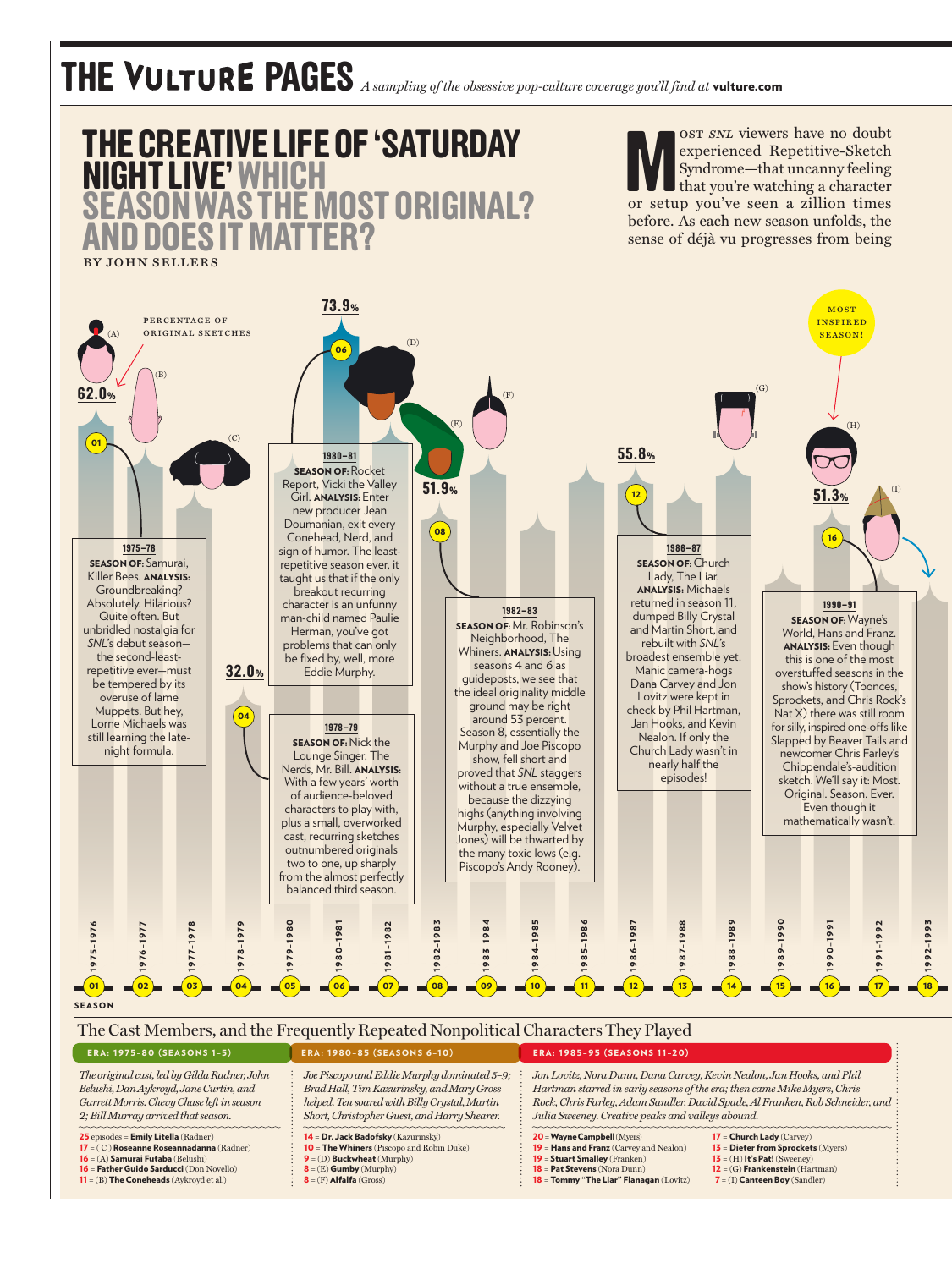# THE VULTURE PAGES

*A sampling of the obsessive pop-culture coverage you'll find at* **vulture.com**

## THE CREATIVE LIFE OF 'SATURDAY NIGHT LIVE' WHICH SEASON WAS THE MOST ORIGINAL? AND DOES IT MATTER?

BY JOHN SELLERS

Most *SNL* viewers have no doubt experienced Repetitive-Sketch Syndrome—that uncanny feeling that you're watching a character or setup you've seen a zillion times before. As each new season unfolds, the sense of déjà vu progresses from being

PERCENTAGE OF ORIGINAL SKETCHES

62.0% (01) · 32.0% (04) · 73.9% (06) · 51.9% (08) · 55.8% (12) · 51.3% (16)

MOST INSPIRED SEASON!

**1975–76**
**SEASON OF:** Samurai, Killer Bees. **ANALYSIS:** Groundbreaking? Absolutely. Hilarious? Quite often. But unbridled nostalgia for *SNL*'s debut season—the second-least-repetitive ever—must be tempered by its overuse of lame Muppets. But hey, Lorne Michaels was still learning the late-night formula.

**1978–79**
**SEASON OF:** Nick the Lounge Singer, The Nerds, Mr. Bill. **ANALYSIS:** With a few years' worth of audience-beloved characters to play with, plus a small, overworked cast, recurring sketches outnumbered originals two to one, up sharply from the almost perfectly balanced third season.

**1980–81**
**SEASON OF:** Rocket Report, Vicki the Valley Girl. **ANALYSIS:** Enter new producer Jean Doumanian, exit every Conehead, Nerd, and sign of humor. The least-repetitive season ever, it taught us that if the only breakout recurring character is an unfunny man-child named Paulie Herman, you've got problems that can only be fixed by, well, more Eddie Murphy.

**1982–83**
**SEASON OF:** Mr. Robinson's Neighborhood, The Whiners. **ANALYSIS:** Using seasons 4 and 6 as guideposts, we see that the ideal originality middle ground may be right around 53 percent. Season 8, essentially the Murphy and Joe Piscopo show, fell short and proved that *SNL* staggers without a true ensemble, because the dizzying highs (anything involving Murphy, especially Velvet Jones) will be thwarted by the many toxic lows (e.g. Piscopo's Andy Rooney).

**1986–87**
**SEASON OF:** Church Lady, The Liar. **ANALYSIS:** Michaels returned in season 11, dumped Billy Crystal and Martin Short, and rebuilt with *SNL*'s broadest ensemble yet. Manic camera-hogs Dana Carvey and Jon Lovitz were kept in check by Phil Hartman, Jan Hooks, and Kevin Nealon. If only the Church Lady wasn't in nearly half the episodes!

**1990–91**
**SEASON OF:** Wayne's World, Hans and Franz. **ANALYSIS:** Even though this is one of the most overstuffed seasons in the show's history (Toonces, Sprockets, and Chris Rock's Nat X) there was still room for silly, inspired one-offs like Slapped by Beaver Tails and newcomer Chris Farley's Chippendale's-audition sketch. We'll say it: Most. Original. Season. Ever. Even though it mathematically wasn't.

SEASON: 01 1975–1976 · 02 1976–1977 · 03 1977–1978 · 04 1978–1979 · 05 1979–1980 · 06 1980–1981 · 07 1981–1982 · 08 1982–1983 · 09 1983–1984 · 10 1984–1985 · 11 1985–1986 · 12 1986–1987 · 13 1987–1988 · 14 1988–1989 · 15 1989–1990 · 16 1990–1991 · 17 1991–1992 · 18 1992–1993

### The Cast Members, and the Frequently Repeated Nonpolitical Characters They Played

**ERA: 1975–80 (SEASONS 1–5)**

*The original cast, led by Gilda Radner, John Belushi, Dan Aykroyd, Jane Curtin, and Garrett Morris. Chevy Chase left in season 2; Bill Murray arrived that season.*

- **25** episodes = **Emily Litella** (Radner)
- **17** = (C) **Roseanne Roseannadanna** (Radner)
- **16** = (A) **Samurai Futaba** (Belushi)
- **16** = **Father Guido Sarducci** (Don Novello)
- **11** = (B) **The Coneheads** (Aykroyd et al.)

**ERA: 1980–85 (SEASONS 6–10)**

*Joe Piscopo and Eddie Murphy dominated 5–9; Brad Hall, Tim Kazurinsky, and Mary Gross helped. Ten soared with Billy Crystal, Martin Short, Christopher Guest, and Harry Shearer.*

- **14** = **Dr. Jack Badofsky** (Kazurinsky)
- **10** = **The Whiners** (Piscopo and Robin Duke)
- **9** = (D) **Buckwheat** (Murphy)
- **8** = (E) **Gumby** (Murphy)
- **8** = (F) **Alfalfa** (Gross)

**ERA: 1985–95 (SEASONS 11–20)**

*Jon Lovitz, Nora Dunn, Dana Carvey, Kevin Nealon, Jan Hooks, and Phil Hartman starred in early seasons of the era; then came Mike Myers, Chris Rock, Chris Farley, Adam Sandler, David Spade, Al Franken, Rob Schneider, and Julia Sweeney. Creative peaks and valleys abound.*

- **20** = **Wayne Campbell** (Myers)
- **19** = **Hans and Franz** (Carvey and Nealon)
- **19** = **Stuart Smalley** (Franken)
- **18** = **Pat Stevens** (Nora Dunn)
- **18** = **Tommy "The Liar" Flanagan** (Lovitz)
- **17** = **Church Lady** (Carvey)
- **13** = **Dieter from Sprockets** (Myers)
- **13** = (H) **It's Pat!** (Sweeney)
- **12** = (G) **Frankenstein** (Hartman)
- **7** = (I) **Canteen Boy** (Sandler)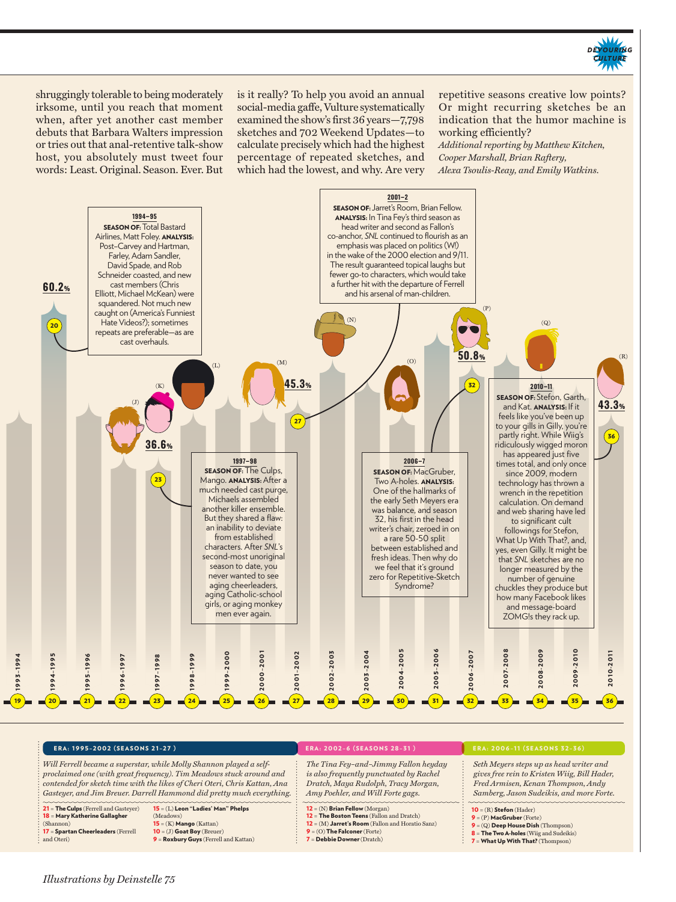shruggingly tolerable to being moderately irksome, until you reach that moment when, after yet another cast member debuts that Barbara Walters impression or tries out that anal-retentive talk-show host, you absolutely must tweet four words: Least. Original. Season. Ever. But is it really? To help you avoid an annual social-media gaffe, Vulture systematically examined the show's first 36 years—7,798 sketches and 702 Weekend Updates—to calculate precisely which had the highest percentage of repeated sketches, and which had the lowest, and why. Are very repetitive seasons creative low points? Or might recurring sketches be an indication that the humor machine is working efficiently?

*Additional reporting by Matthew Kitchen, Cooper Marshall, Brian Raftery, Alexa Tsoulis-Reay, and Emily Watkins.*

**1994–95**
**SEASON OF:** Total Bastard Airlines, Matt Foley. **ANALYSIS:** Post–Carvey and Hartman, Farley, Adam Sandler, David Spade, and Rob Schneider coasted, and new cast members (Chris Elliott, Michael McKean) were squandered. Not much new caught on (America's Funniest Hate Videos?); sometimes repeats are preferable—as are cast overhauls.

60.2%

**1997–98**
**SEASON OF:** The Culps, Mango. **ANALYSIS:** After a much needed cast purge, Michaels assembled another killer ensemble. But they shared a flaw: an inability to deviate from established characters. After *SNL*'s second-most unoriginal season to date, you never wanted to see aging cheerleaders, aging Catholic-school girls, or aging monkey men ever again.

36.6%

**2001–2**
**SEASON OF:** Jarret's Room, Brian Fellow. **ANALYSIS:** In Tina Fey's third season as head writer and second as Fallon's co-anchor, *SNL* continued to flourish as an emphasis was placed on politics (W!) in the wake of the 2000 election and 9/11. The result guaranteed topical laughs but fewer go-to characters, which would take a further hit with the departure of Ferrell and his arsenal of man-children.

45.3%

**2006–7**
**SEASON OF:** MacGruber, Two A-holes. **ANALYSIS:** One of the hallmarks of the early Seth Meyers era was balance, and season 32, his first in the head writer's chair, zeroed in on a rare 50-50 split between established and fresh ideas. Then why do we feel that it's ground zero for Repetitive-Sketch Syndrome?

50.8%

**2010–11**
**SEASON OF:** Stefon, Garth, and Kat. **ANALYSIS:** If it feels like you've been up to your gills in Gilly, you're partly right. While Wiig's ridiculously wigged moron has appeared just five times total, and only once since 2009, modern technology has thrown a wrench in the repetition calculation. On demand and web sharing have led to significant cult followings for Stefon, What Up With That?, and, yes, even Gilly. It might be that *SNL* sketches are no longer measured by the number of genuine chuckles they produce but how many Facebook likes and message-board ZOMGIs they rack up.

43.3%

1993-1994 (19) · 1994-1995 (20) · 1995-1996 (21) · 1996-1997 (22) · 1997-1998 (23) · 1998-1999 (24) · 1999-2000 (25) · 2000-2001 (26) · 2001-2002 (27) · 2002-2003 (28) · 2003-2004 (29) · 2004-2005 (30) · 2005-2006 (31) · 2006-2007 (32) · 2007-2008 (33) · 2008-2009 (34) · 2009-2010 (35) · 2010-2011 (36)

**ERA: 1995–2002 (SEASONS 21–27)**

*Will Ferrell became a superstar, while Molly Shannon played a self-proclaimed one (with great frequency). Tim Meadows stuck around and contended for sketch time with the likes of Cheri Oteri, Chris Kattan, Ana Gasteyer, and Jim Breuer. Darrell Hammond did pretty much everything.*

- 21 = **The Culps** (Ferrell and Gasteyer)
- 18 = **Mary Katherine Gallagher** (Shannon)
- 17 = **Spartan Cheerleaders** (Ferrell and Oteri)
- 15 = (L) **Leon "Ladies' Man" Phelps** (Meadows)
- 15 = (K) **Mango** (Kattan)
- 10 = (J) **Goat Boy** (Breuer)
- 9 = **Roxbury Guys** (Ferrell and Kattan)

**ERA: 2002–6 (SEASONS 28–31)**

*The Tina Fey–and–Jimmy Fallon heyday is also frequently punctuated by Rachel Dratch, Maya Rudolph, Tracy Morgan, Amy Poehler, and Will Forte gags.*

- 12 = (N) **Brian Fellow** (Morgan)
- 12 = **The Boston Teens** (Fallon and Dratch)
- 12 = (M) **Jarret's Room** (Fallon and Horatio Sanz)
- 9 = (O) **The Falconer** (Forte)
- 7 = **Debbie Downer** (Dratch)

**ERA: 2006–11 (SEASONS 32–36)**

*Seth Meyers steps up as head writer and gives free rein to Kristen Wiig, Bill Hader, Fred Armisen, Kenan Thompson, Andy Samberg, Jason Sudeikis, and more Forte.*

- 10 = (R) **Stefon** (Hader)
- 9 = (P) **MacGruber** (Forte)
- 9 = (Q) **Deep House Dish** (Thompson)
- 8 = **The Two A-holes** (Wiig and Sudeikis)
- 7 = **What Up With That?** (Thompson)

*Illustrations by Deinstelle*